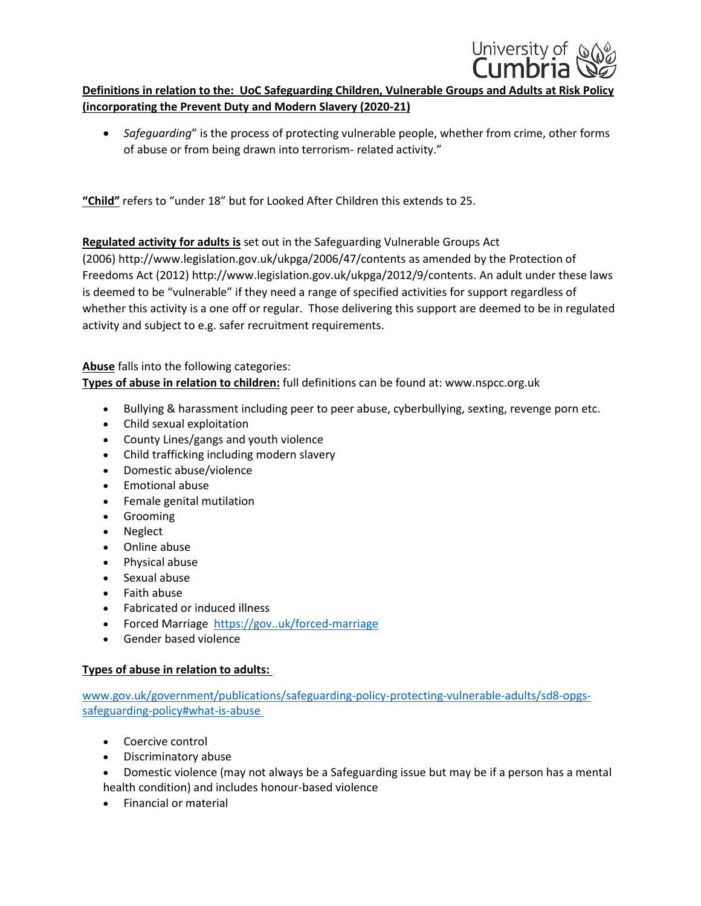**Definitions in relation to the: UoC Safeguarding Children, Vulnerable Groups and Adults at Risk Policy (incorporating the Prevent Duty and Modern Slavery (2020-21)**

- *Safeguarding*" is the process of protecting vulnerable people, whether from crime, other forms of abuse or from being drawn into terrorism- related activity."

**"Child"** refers to "under 18" but for Looked After Children this extends to 25.

**Regulated activity for adults is** set out in the Safeguarding Vulnerable Groups Act (2006) http://www.legislation.gov.uk/ukpga/2006/47/contents as amended by the Protection of Freedoms Act (2012) http://www.legislation.gov.uk/ukpga/2012/9/contents. An adult under these laws is deemed to be "vulnerable" if they need a range of specified activities for support regardless of whether this activity is a one off or regular. Those delivering this support are deemed to be in regulated activity and subject to e.g. safer recruitment requirements.

**Abuse** falls into the following categories:

**Types of abuse in relation to children:** full definitions can be found at: www.nspcc.org.uk

- Bullying & harassment including peer to peer abuse, cyberbullying, sexting, revenge porn etc.
- Child sexual exploitation
- County Lines/gangs and youth violence
- Child trafficking including modern slavery
- Domestic abuse/violence
- Emotional abuse
- Female genital mutilation
- Grooming
- Neglect
- Online abuse
- Physical abuse
- Sexual abuse
- Faith abuse
- Fabricated or induced illness
- Forced Marriage https://gov..uk/forced-marriage
- Gender based violence

**Types of abuse in relation to adults:**

www.gov.uk/government/publications/safeguarding-policy-protecting-vulnerable-adults/sd8-opgs-safeguarding-policy#what-is-abuse

- Coercive control
- Discriminatory abuse
- Domestic violence (may not always be a Safeguarding issue but may be if a person has a mental health condition) and includes honour-based violence
- Financial or material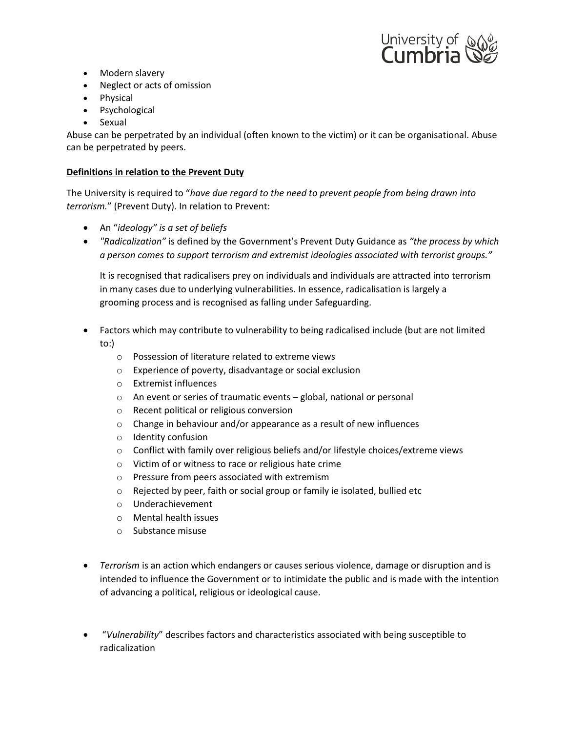- Modern slavery
- Neglect or acts of omission
- Physical
- Psychological
- Sexual

Abuse can be perpetrated by an individual (often known to the victim) or it can be organisational. Abuse can be perpetrated by peers.

**Definitions in relation to the Prevent Duty**

The University is required to "*have due regard to the need to prevent people from being drawn into terrorism.*" (Prevent Duty). In relation to Prevent:

- An "*ideology" is a set of beliefs*
- *"Radicalization"* is defined by the Government's Prevent Duty Guidance as *"the process by which a person comes to support terrorism and extremist ideologies associated with terrorist groups."*

  It is recognised that radicalisers prey on individuals and individuals are attracted into terrorism in many cases due to underlying vulnerabilities. In essence, radicalisation is largely a grooming process and is recognised as falling under Safeguarding.

- Factors which may contribute to vulnerability to being radicalised include (but are not limited to:)
  - Possession of literature related to extreme views
  - Experience of poverty, disadvantage or social exclusion
  - Extremist influences
  - An event or series of traumatic events – global, national or personal
  - Recent political or religious conversion
  - Change in behaviour and/or appearance as a result of new influences
  - Identity confusion
  - Conflict with family over religious beliefs and/or lifestyle choices/extreme views
  - Victim of or witness to race or religious hate crime
  - Pressure from peers associated with extremism
  - Rejected by peer, faith or social group or family ie isolated, bullied etc
  - Underachievement
  - Mental health issues
  - Substance misuse

- *Terrorism* is an action which endangers or causes serious violence, damage or disruption and is intended to influence the Government or to intimidate the public and is made with the intention of advancing a political, religious or ideological cause.

- "*Vulnerability*" describes factors and characteristics associated with being susceptible to radicalization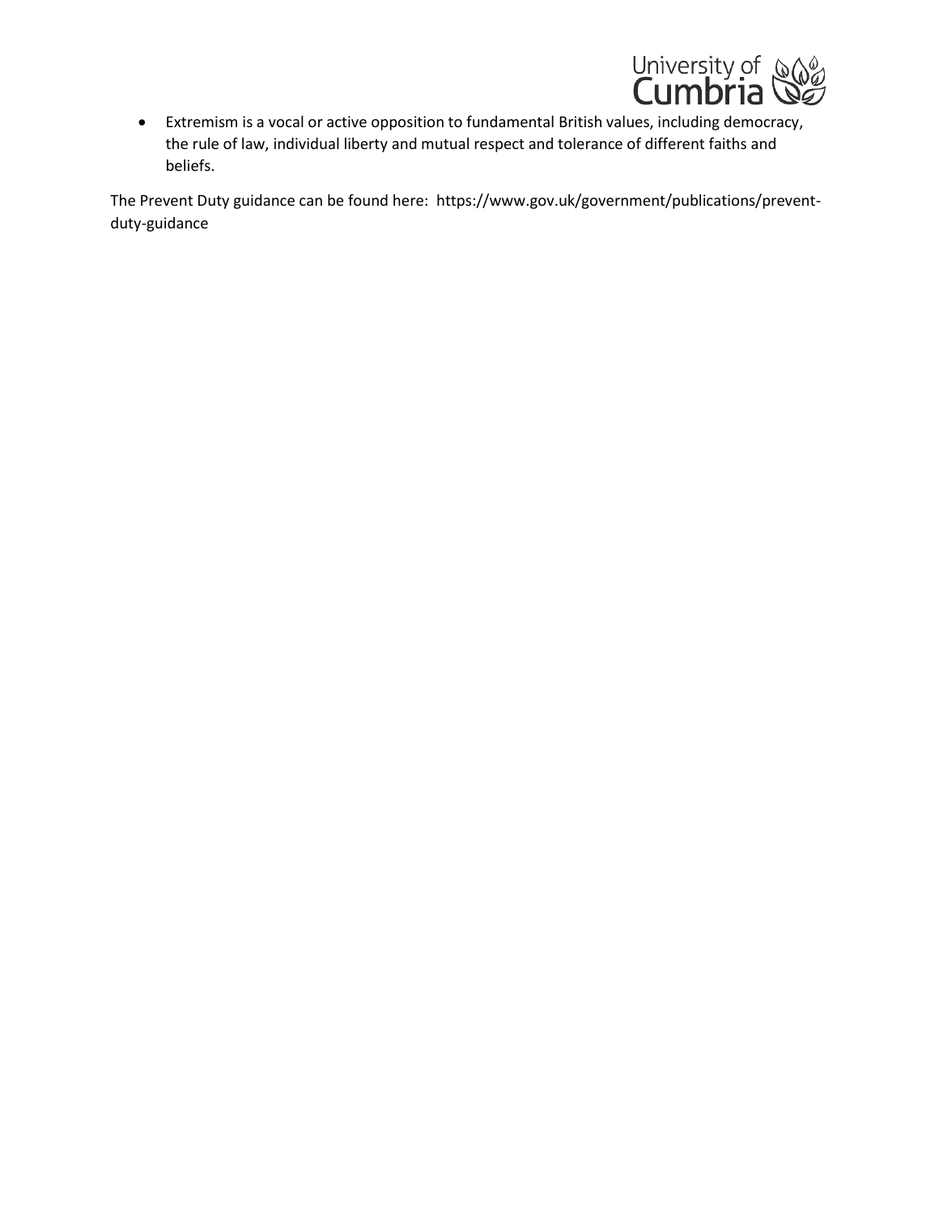- Extremism is a vocal or active opposition to fundamental British values, including democracy, the rule of law, individual liberty and mutual respect and tolerance of different faiths and beliefs.

The Prevent Duty guidance can be found here: https://www.gov.uk/government/publications/prevent-duty-guidance